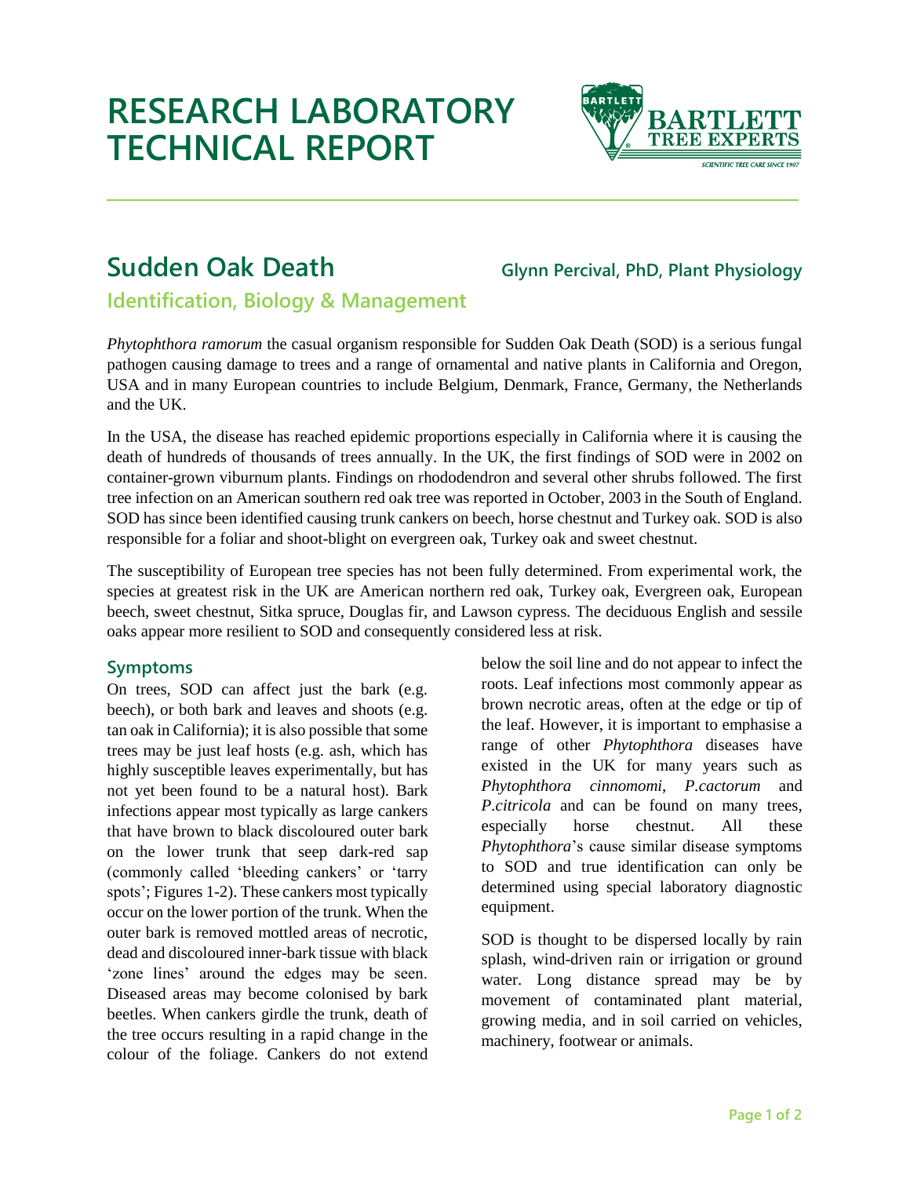# RESEARCH LABORATORY TECHNICAL REPORT

## Sudden Oak Death

**Glynn Percival, PhD, Plant Physiology**

### Identification, Biology & Management

*Phytophthora ramorum* the casual organism responsible for Sudden Oak Death (SOD) is a serious fungal pathogen causing damage to trees and a range of ornamental and native plants in California and Oregon, USA and in many European countries to include Belgium, Denmark, France, Germany, the Netherlands and the UK.

In the USA, the disease has reached epidemic proportions especially in California where it is causing the death of hundreds of thousands of trees annually. In the UK, the first findings of SOD were in 2002 on container-grown viburnum plants. Findings on rhododendron and several other shrubs followed. The first tree infection on an American southern red oak tree was reported in October, 2003 in the South of England. SOD has since been identified causing trunk cankers on beech, horse chestnut and Turkey oak. SOD is also responsible for a foliar and shoot-blight on evergreen oak, Turkey oak and sweet chestnut.

The susceptibility of European tree species has not been fully determined. From experimental work, the species at greatest risk in the UK are American northern red oak, Turkey oak, Evergreen oak, European beech, sweet chestnut, Sitka spruce, Douglas fir, and Lawson cypress. The deciduous English and sessile oaks appear more resilient to SOD and consequently considered less at risk.

### Symptoms

On trees, SOD can affect just the bark (e.g. beech), or both bark and leaves and shoots (e.g. tan oak in California); it is also possible that some trees may be just leaf hosts (e.g. ash, which has highly susceptible leaves experimentally, but has not yet been found to be a natural host). Bark infections appear most typically as large cankers that have brown to black discoloured outer bark on the lower trunk that seep dark-red sap (commonly called 'bleeding cankers' or 'tarry spots'; Figures 1-2). These cankers most typically occur on the lower portion of the trunk. When the outer bark is removed mottled areas of necrotic, dead and discoloured inner-bark tissue with black 'zone lines' around the edges may be seen. Diseased areas may become colonised by bark beetles. When cankers girdle the trunk, death of the tree occurs resulting in a rapid change in the colour of the foliage. Cankers do not extend below the soil line and do not appear to infect the roots. Leaf infections most commonly appear as brown necrotic areas, often at the edge or tip of the leaf. However, it is important to emphasise a range of other *Phytophthora* diseases have existed in the UK for many years such as *Phytophthora cinnomomi*, *P.cactorum* and *P.citricola* and can be found on many trees, especially horse chestnut. All these *Phytophthora*'s cause similar disease symptoms to SOD and true identification can only be determined using special laboratory diagnostic equipment.

SOD is thought to be dispersed locally by rain splash, wind-driven rain or irrigation or ground water. Long distance spread may be by movement of contaminated plant material, growing media, and in soil carried on vehicles, machinery, footwear or animals.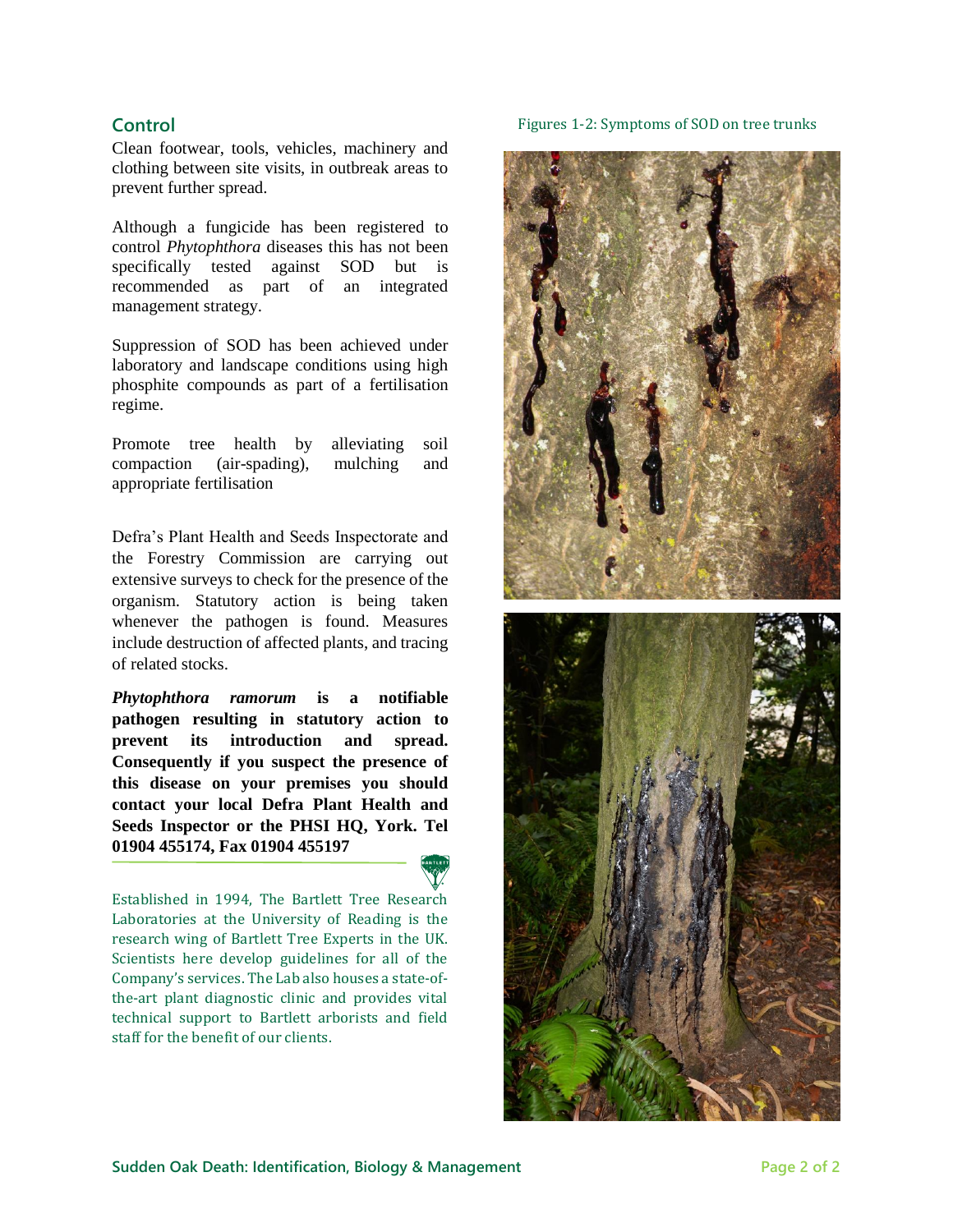## Control

Clean footwear, tools, vehicles, machinery and clothing between site visits, in outbreak areas to prevent further spread.

Although a fungicide has been registered to control *Phytophthora* diseases this has not been specifically tested against SOD but is recommended as part of an integrated management strategy.

Suppression of SOD has been achieved under laboratory and landscape conditions using high phosphite compounds as part of a fertilisation regime.

Promote tree health by alleviating soil compaction (air-spading), mulching and appropriate fertilisation

Defra's Plant Health and Seeds Inspectorate and the Forestry Commission are carrying out extensive surveys to check for the presence of the organism. Statutory action is being taken whenever the pathogen is found. Measures include destruction of affected plants, and tracing of related stocks.

***Phytophthora ramorum* is a notifiable pathogen resulting in statutory action to prevent its introduction and spread. Consequently if you suspect the presence of this disease on your premises you should contact your local Defra Plant Health and Seeds Inspector or the PHSI HQ, York. Tel 01904 455174, Fax 01904 455197**

Established in 1994, The Bartlett Tree Research Laboratories at the University of Reading is the research wing of Bartlett Tree Experts in the UK. Scientists here develop guidelines for all of the Company's services. The Lab also houses a state-of-the-art plant diagnostic clinic and provides vital technical support to Bartlett arborists and field staff for the benefit of our clients.

Figures 1-2: Symptoms of SOD on tree trunks